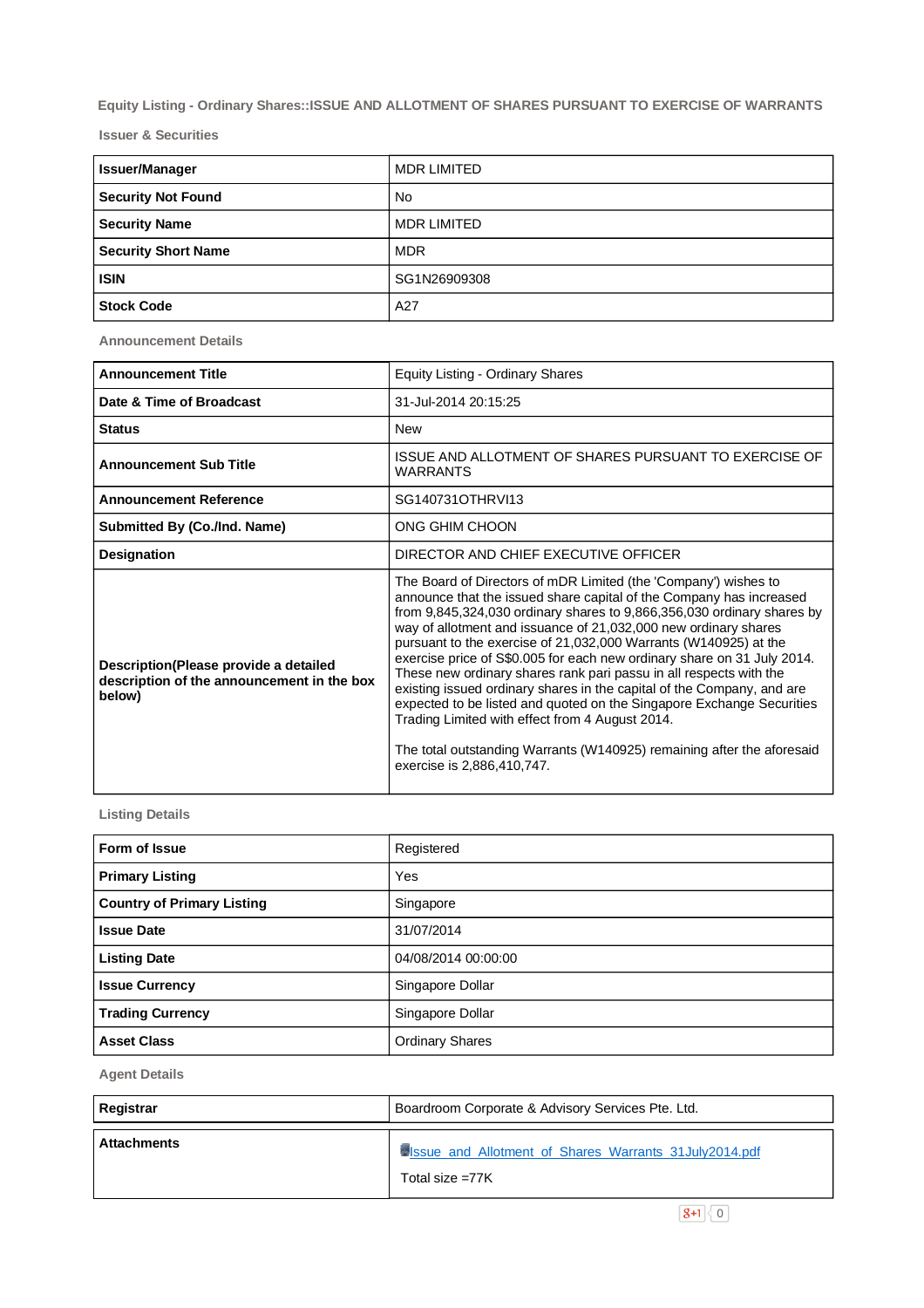## Equity Listing - Ordinary Shares::ISSUE AND ALLOTMENT OF SHARES PURSUANT TO EXERCISE OF WARRANTS

### Issuer & Securities

| | |
|---|---|
| **Issuer/Manager** | MDR LIMITED |
| **Security Not Found** | No |
| **Security Name** | MDR LIMITED |
| **Security Short Name** | MDR |
| **ISIN** | SG1N26909308 |
| **Stock Code** | A27 |

### Announcement Details

| | |
|---|---|
| **Announcement Title** | Equity Listing - Ordinary Shares |
| **Date & Time of Broadcast** | 31-Jul-2014 20:15:25 |
| **Status** | New |
| **Announcement Sub Title** | ISSUE AND ALLOTMENT OF SHARES PURSUANT TO EXERCISE OF WARRANTS |
| **Announcement Reference** | SG140731OTHRVI13 |
| **Submitted By (Co./Ind. Name)** | ONG GHIM CHOON |
| **Designation** | DIRECTOR AND CHIEF EXECUTIVE OFFICER |
| **Description(Please provide a detailed description of the announcement in the box below)** | The Board of Directors of mDR Limited (the 'Company') wishes to announce that the issued share capital of the Company has increased from 9,845,324,030 ordinary shares to 9,866,356,030 ordinary shares by way of allotment and issuance of 21,032,000 new ordinary shares pursuant to the exercise of 21,032,000 Warrants (W140925) at the exercise price of S$0.005 for each new ordinary share on 31 July 2014. These new ordinary shares rank pari passu in all respects with the existing issued ordinary shares in the capital of the Company, and are expected to be listed and quoted on the Singapore Exchange Securities Trading Limited with effect from 4 August 2014.<br><br>The total outstanding Warrants (W140925) remaining after the aforesaid exercise is 2,886,410,747. |

### Listing Details

| | |
|---|---|
| **Form of Issue** | Registered |
| **Primary Listing** | Yes |
| **Country of Primary Listing** | Singapore |
| **Issue Date** | 31/07/2014 |
| **Listing Date** | 04/08/2014 00:00:00 |
| **Issue Currency** | Singapore Dollar |
| **Trading Currency** | Singapore Dollar |
| **Asset Class** | Ordinary Shares |

### Agent Details

| | |
|---|---|
| **Registrar** | Boardroom Corporate & Advisory Services Pte. Ltd. |

| | |
|---|---|
| **Attachments** | Issue_and_Allotment_of_Shares_Warrants_31July2014.pdf<br><br>Total size =77K |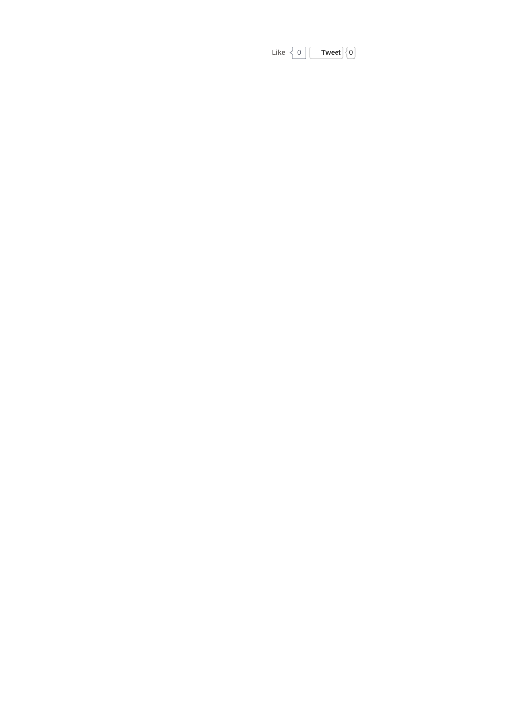Like 0 Tweet 0